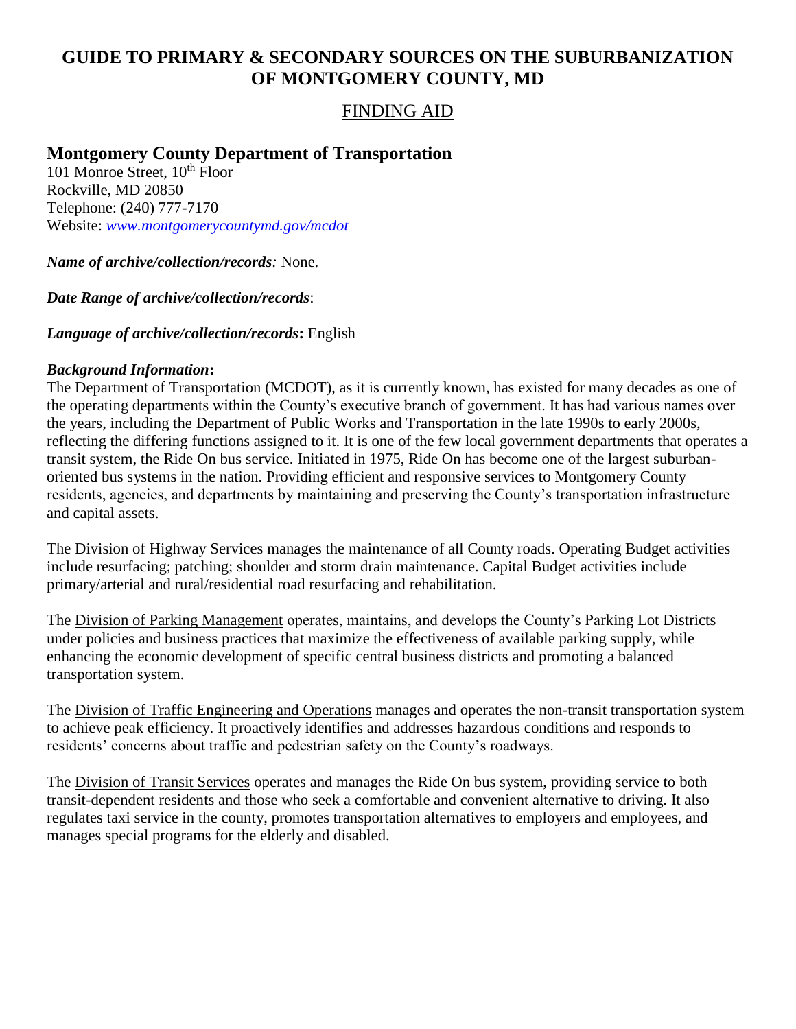# GUIDE TO PRIMARY & SECONDARY SOURCES ON THE SUBURBANIZATION OF MONTGOMERY COUNTY, MD

## FINDING AID

### Montgomery County Department of Transportation

101 Monroe Street, 10th Floor
Rockville, MD 20850
Telephone: (240) 777-7170
Website: *www.montgomerycountymd.gov/mcdot*

***Name of archive/collection/records**:* None.

***Date Range of archive/collection/records***:

***Language of archive/collection/records*:** English

***Background Information*:**
The Department of Transportation (MCDOT), as it is currently known, has existed for many decades as one of the operating departments within the County's executive branch of government. It has had various names over the years, including the Department of Public Works and Transportation in the late 1990s to early 2000s, reflecting the differing functions assigned to it. It is one of the few local government departments that operates a transit system, the Ride On bus service. Initiated in 1975, Ride On has become one of the largest suburban-oriented bus systems in the nation. Providing efficient and responsive services to Montgomery County residents, agencies, and departments by maintaining and preserving the County's transportation infrastructure and capital assets.

The Division of Highway Services manages the maintenance of all County roads. Operating Budget activities include resurfacing; patching; shoulder and storm drain maintenance. Capital Budget activities include primary/arterial and rural/residential road resurfacing and rehabilitation.

The Division of Parking Management operates, maintains, and develops the County's Parking Lot Districts under policies and business practices that maximize the effectiveness of available parking supply, while enhancing the economic development of specific central business districts and promoting a balanced transportation system.

The Division of Traffic Engineering and Operations manages and operates the non-transit transportation system to achieve peak efficiency. It proactively identifies and addresses hazardous conditions and responds to residents' concerns about traffic and pedestrian safety on the County's roadways.

The Division of Transit Services operates and manages the Ride On bus system, providing service to both transit-dependent residents and those who seek a comfortable and convenient alternative to driving. It also regulates taxi service in the county, promotes transportation alternatives to employers and employees, and manages special programs for the elderly and disabled.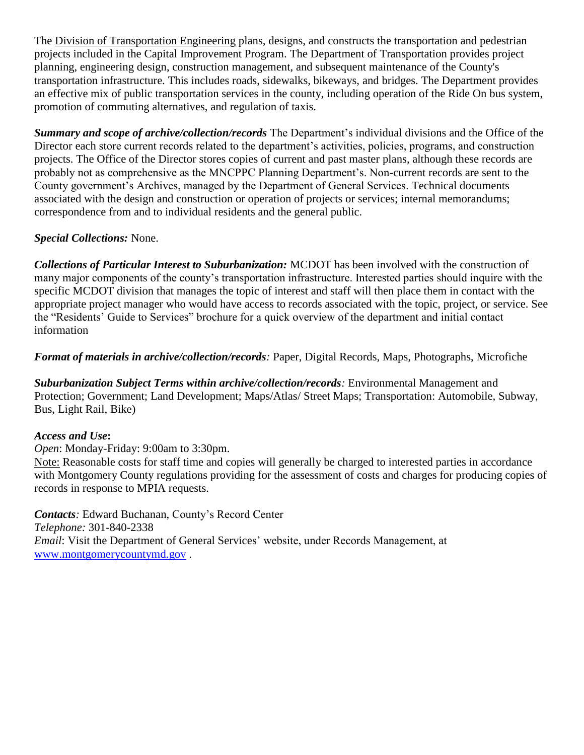The Division of Transportation Engineering plans, designs, and constructs the transportation and pedestrian projects included in the Capital Improvement Program. The Department of Transportation provides project planning, engineering design, construction management, and subsequent maintenance of the County's transportation infrastructure. This includes roads, sidewalks, bikeways, and bridges. The Department provides an effective mix of public transportation services in the county, including operation of the Ride On bus system, promotion of commuting alternatives, and regulation of taxis.

***Summary and scope of archive/collection/records*** The Department's individual divisions and the Office of the Director each store current records related to the department's activities, policies, programs, and construction projects. The Office of the Director stores copies of current and past master plans, although these records are probably not as comprehensive as the MNCPPC Planning Department's. Non-current records are sent to the County government's Archives, managed by the Department of General Services. Technical documents associated with the design and construction or operation of projects or services; internal memorandums; correspondence from and to individual residents and the general public.

***Special Collections:*** None.

***Collections of Particular Interest to Suburbanization:*** MCDOT has been involved with the construction of many major components of the county's transportation infrastructure. Interested parties should inquire with the specific MCDOT division that manages the topic of interest and staff will then place them in contact with the appropriate project manager who would have access to records associated with the topic, project, or service. See the "Residents' Guide to Services" brochure for a quick overview of the department and initial contact information

***Format of materials in archive/collection/records****:* Paper, Digital Records, Maps, Photographs, Microfiche

***Suburbanization Subject Terms within archive/collection/records****:* Environmental Management and Protection; Government; Land Development; Maps/Atlas/ Street Maps; Transportation: Automobile, Subway, Bus, Light Rail, Bike)

***Access and Use*****:**

*Open*: Monday-Friday: 9:00am to 3:30pm.

Note: Reasonable costs for staff time and copies will generally be charged to interested parties in accordance with Montgomery County regulations providing for the assessment of costs and charges for producing copies of records in response to MPIA requests.

***Contacts****:* Edward Buchanan, County's Record Center

*Telephone:* 301-840-2338

*Email*: Visit the Department of General Services' website, under Records Management, at www.montgomerycountymd.gov .